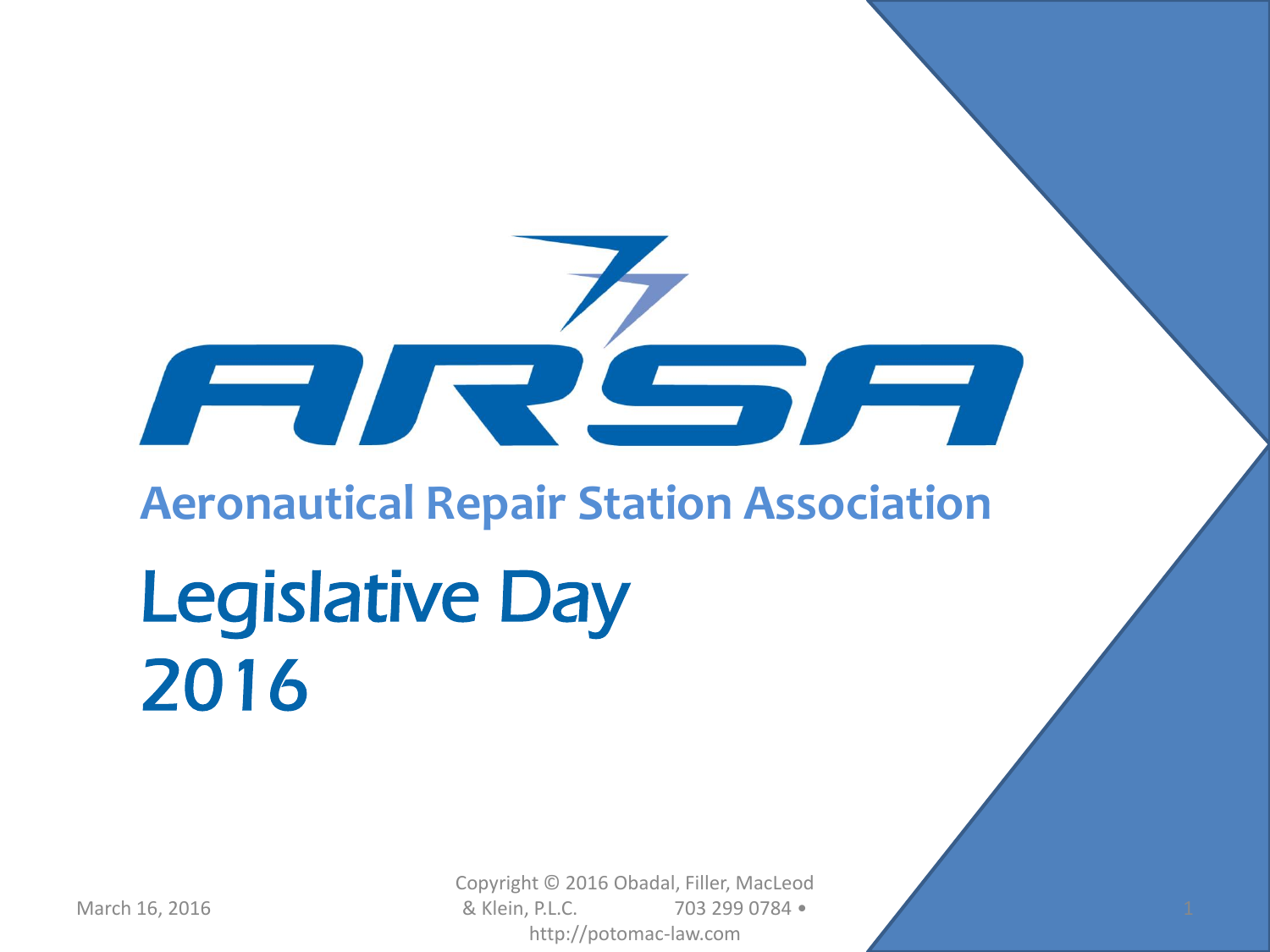# ARSA

## Aeronautical Repair Station Association

# Legislative Day 2016

March 16, 2016

Copyright © 2016 Obadal, Filler, MacLeod & Klein, P.L.C. 703 299 0784 • http://potomac-law.com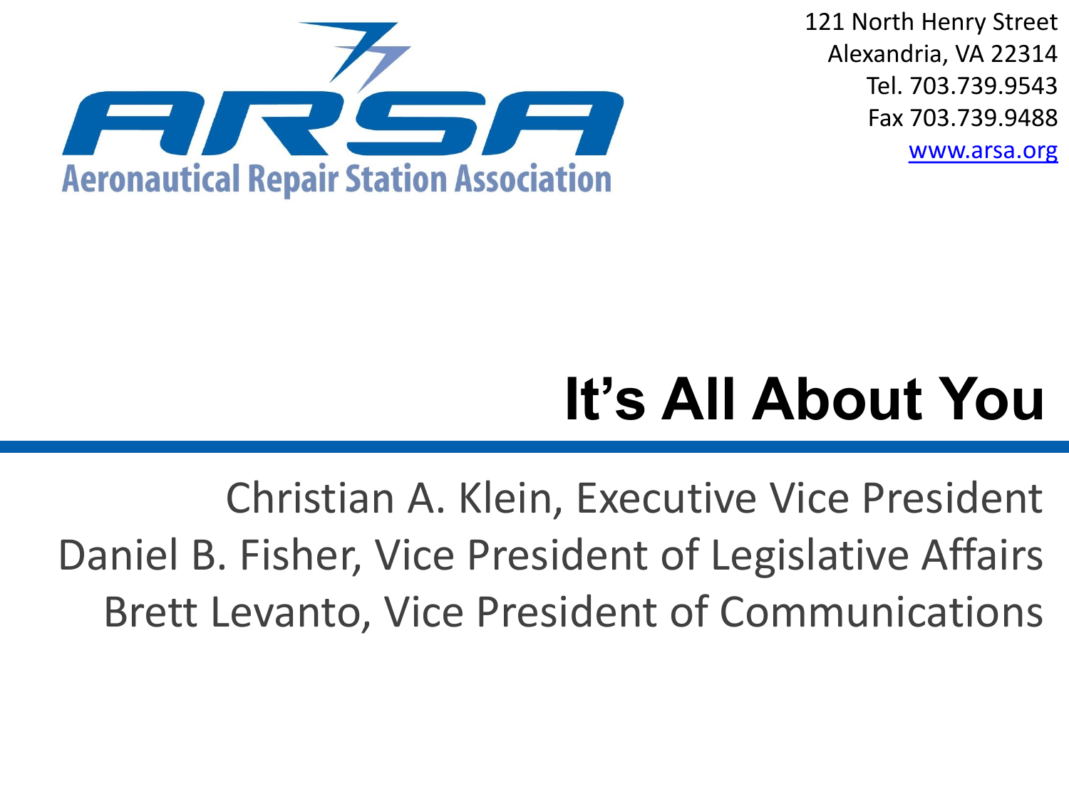Aeronautical Repair Station Association

121 North Henry Street
Alexandria, VA 22314
Tel. 703.739.9543
Fax 703.739.9488
www.arsa.org

# It's All About You

Christian A. Klein, Executive Vice President
Daniel B. Fisher, Vice President of Legislative Affairs
Brett Levanto, Vice President of Communications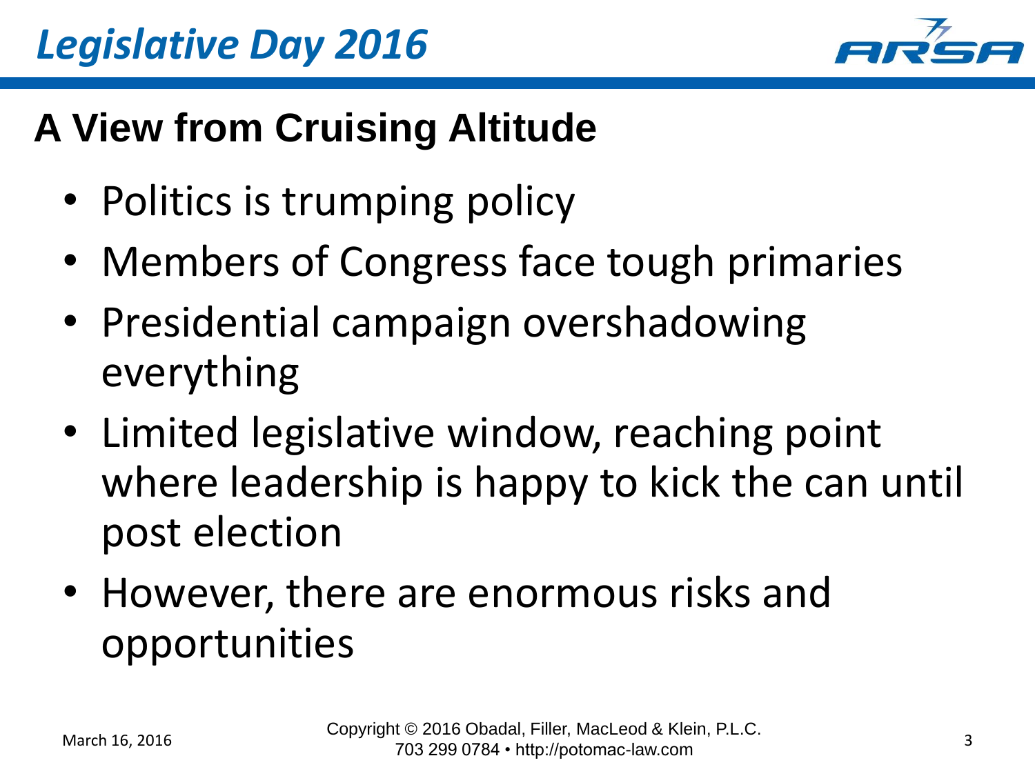# Legislative Day 2016

## A View from Cruising Altitude

- Politics is trumping policy
- Members of Congress face tough primaries
- Presidential campaign overshadowing everything
- Limited legislative window, reaching point where leadership is happy to kick the can until post election
- However, there are enormous risks and opportunities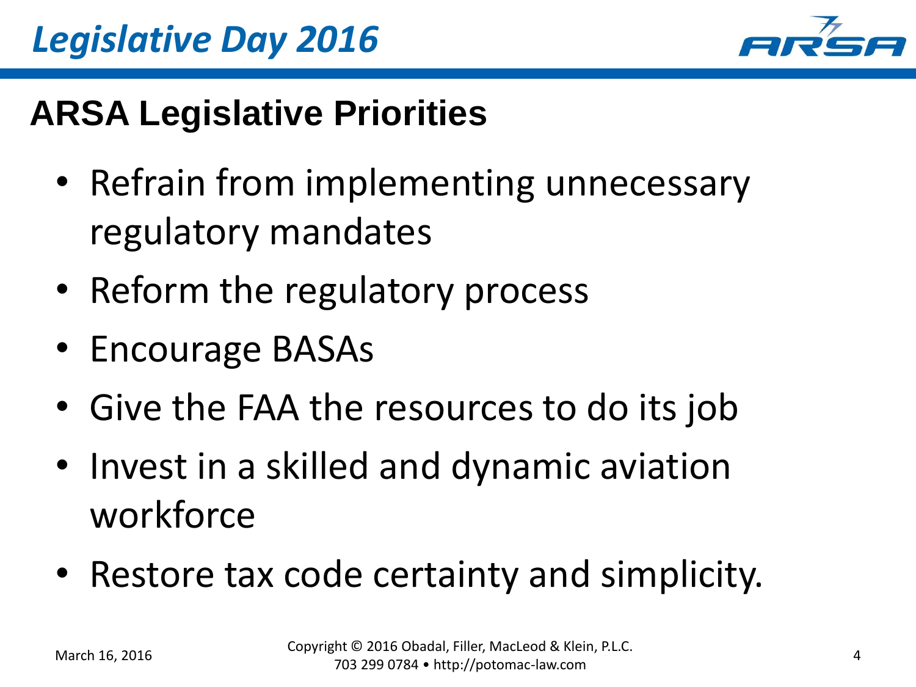## ARSA Legislative Priorities

- Refrain from implementing unnecessary regulatory mandates
- Reform the regulatory process
- Encourage BASAs
- Give the FAA the resources to do its job
- Invest in a skilled and dynamic aviation workforce
- Restore tax code certainty and simplicity.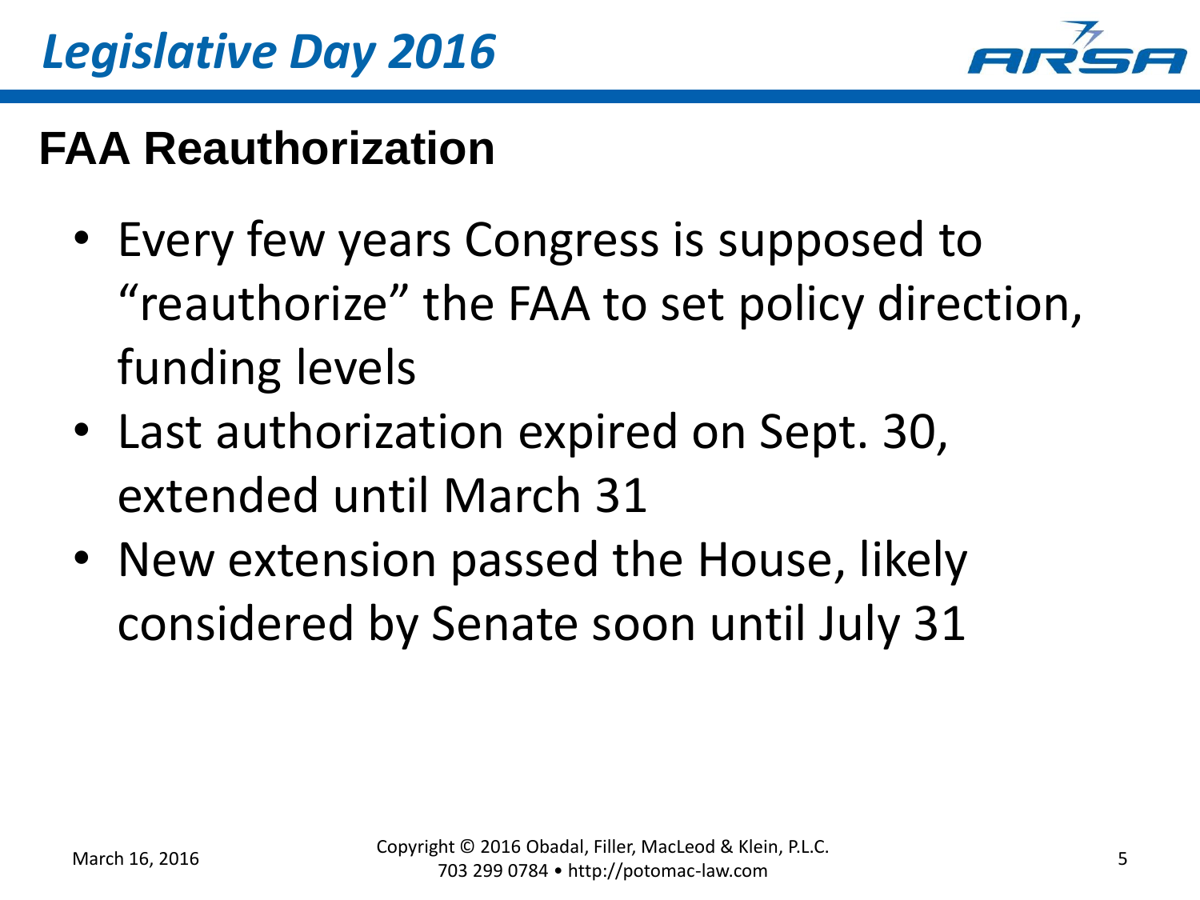# Legislative Day 2016

## FAA Reauthorization

- Every few years Congress is supposed to "reauthorize" the FAA to set policy direction, funding levels
- Last authorization expired on Sept. 30, extended until March 31
- New extension passed the House, likely considered by Senate soon until July 31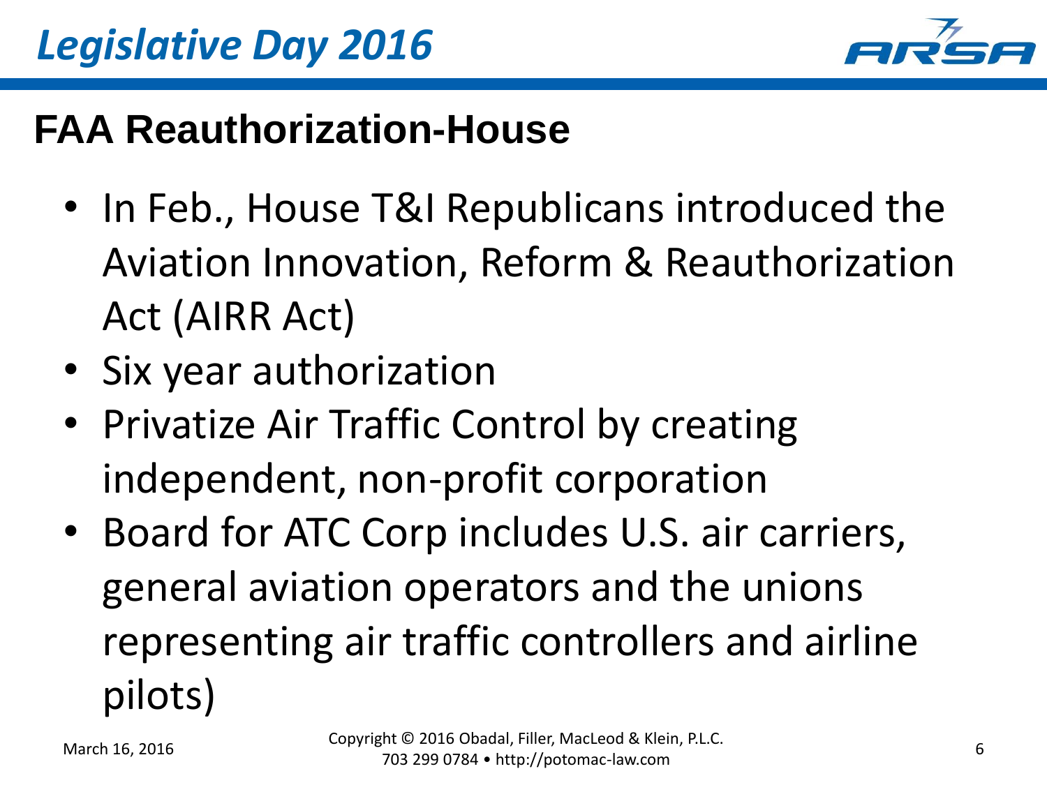# Legislative Day 2016

## FAA Reauthorization-House

- In Feb., House T&I Republicans introduced the Aviation Innovation, Reform & Reauthorization Act (AIRR Act)
- Six year authorization
- Privatize Air Traffic Control by creating independent, non-profit corporation
- Board for ATC Corp includes U.S. air carriers, general aviation operators and the unions representing air traffic controllers and airline pilots)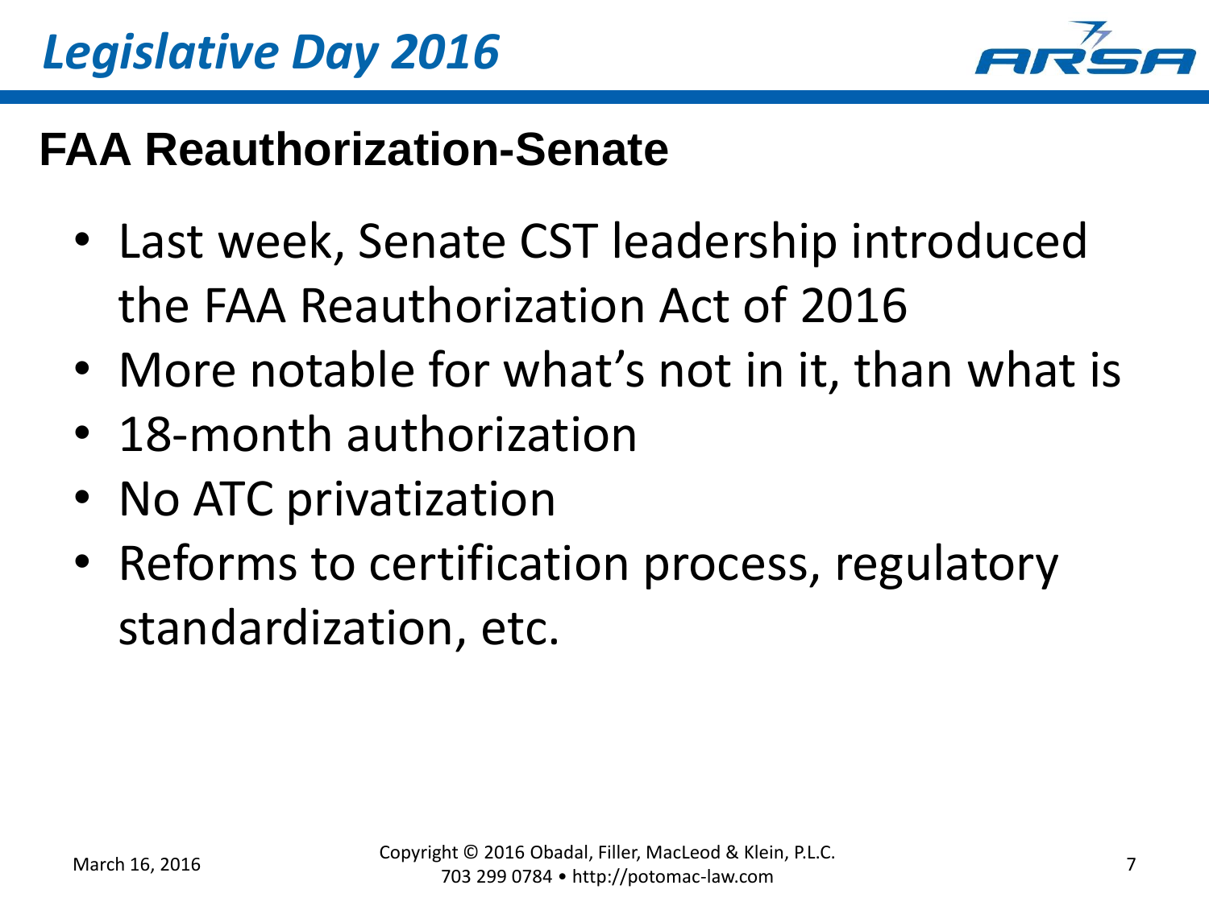## FAA Reauthorization-Senate

- Last week, Senate CST leadership introduced the FAA Reauthorization Act of 2016
- More notable for what's not in it, than what is
- 18-month authorization
- No ATC privatization
- Reforms to certification process, regulatory standardization, etc.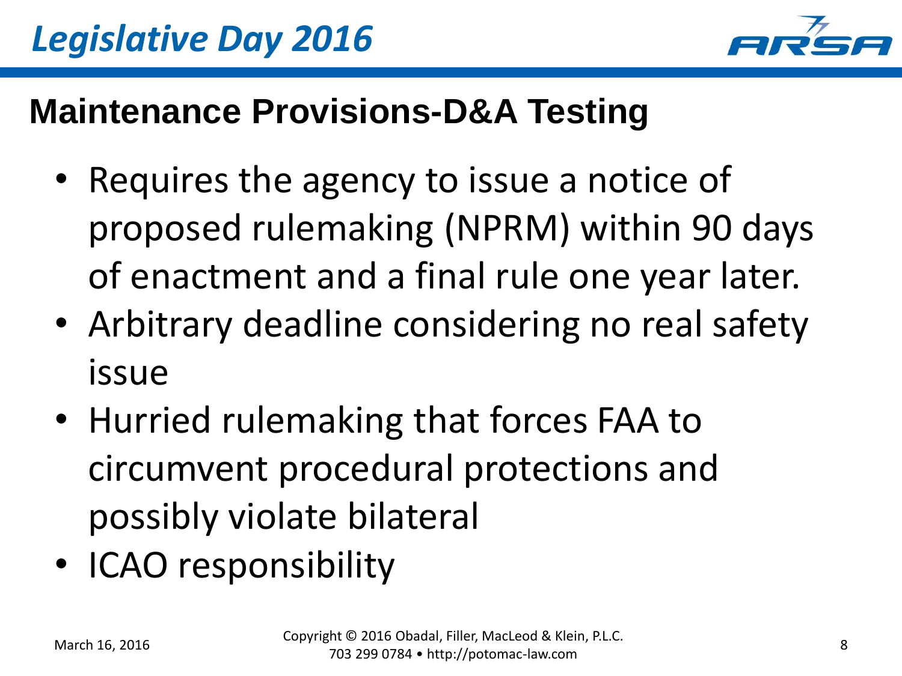## Maintenance Provisions-D&A Testing

- Requires the agency to issue a notice of proposed rulemaking (NPRM) within 90 days of enactment and a final rule one year later.
- Arbitrary deadline considering no real safety issue
- Hurried rulemaking that forces FAA to circumvent procedural protections and possibly violate bilateral
- ICAO responsibility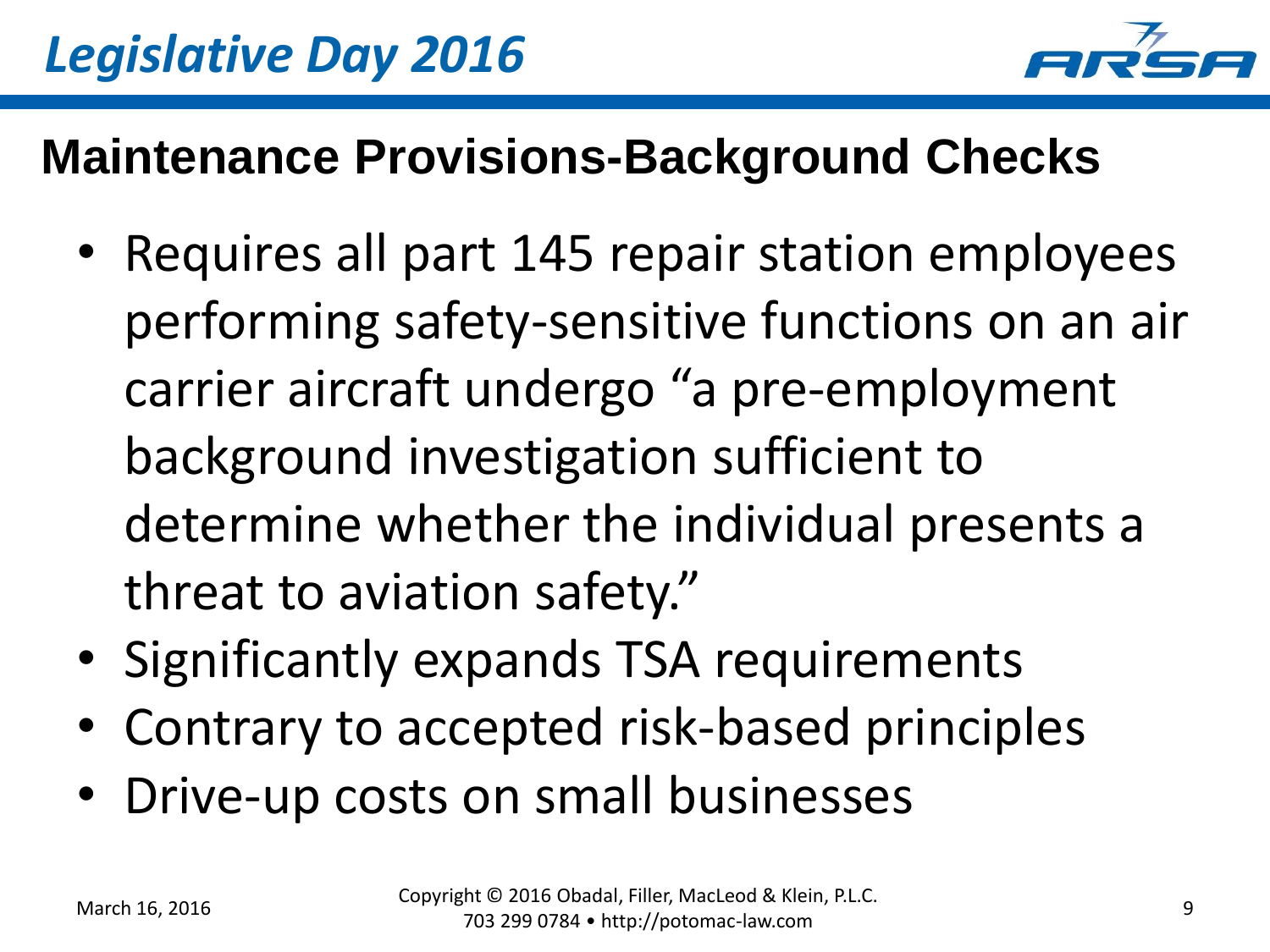# Legislative Day 2016

## Maintenance Provisions-Background Checks

- Requires all part 145 repair station employees performing safety-sensitive functions on an air carrier aircraft undergo "a pre-employment background investigation sufficient to determine whether the individual presents a threat to aviation safety."
- Significantly expands TSA requirements
- Contrary to accepted risk-based principles
- Drive-up costs on small businesses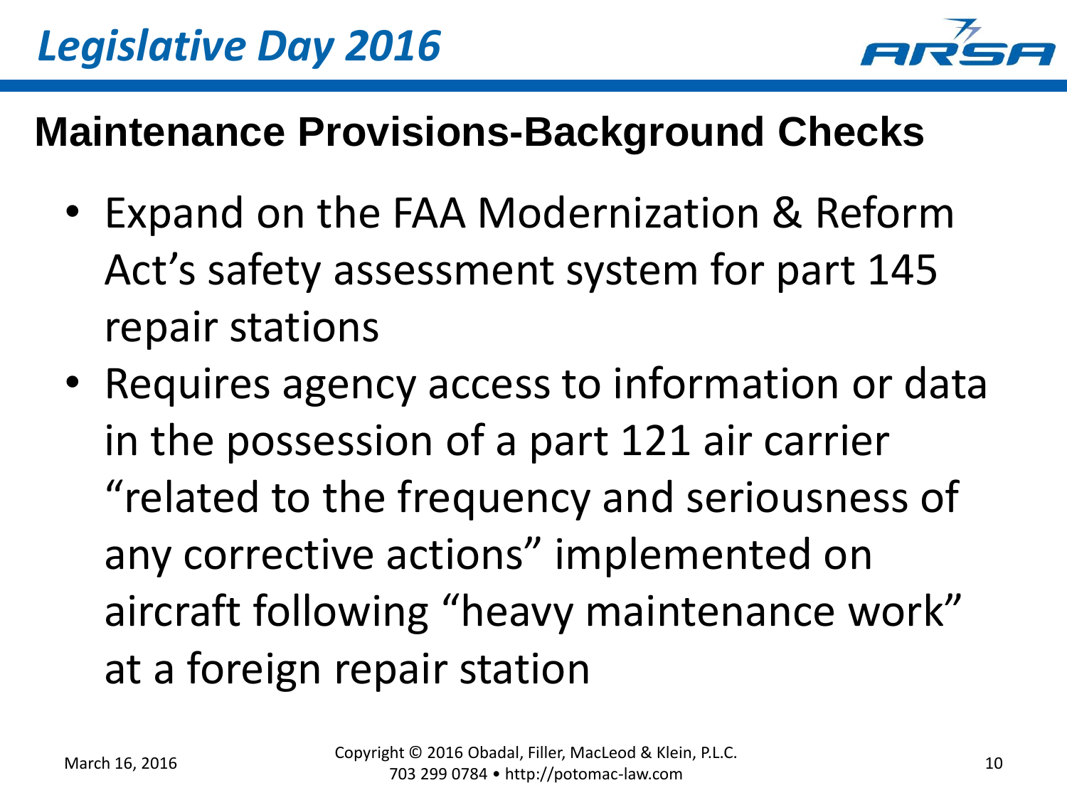## Maintenance Provisions-Background Checks

- Expand on the FAA Modernization & Reform Act's safety assessment system for part 145 repair stations
- Requires agency access to information or data in the possession of a part 121 air carrier "related to the frequency and seriousness of any corrective actions" implemented on aircraft following "heavy maintenance work" at a foreign repair station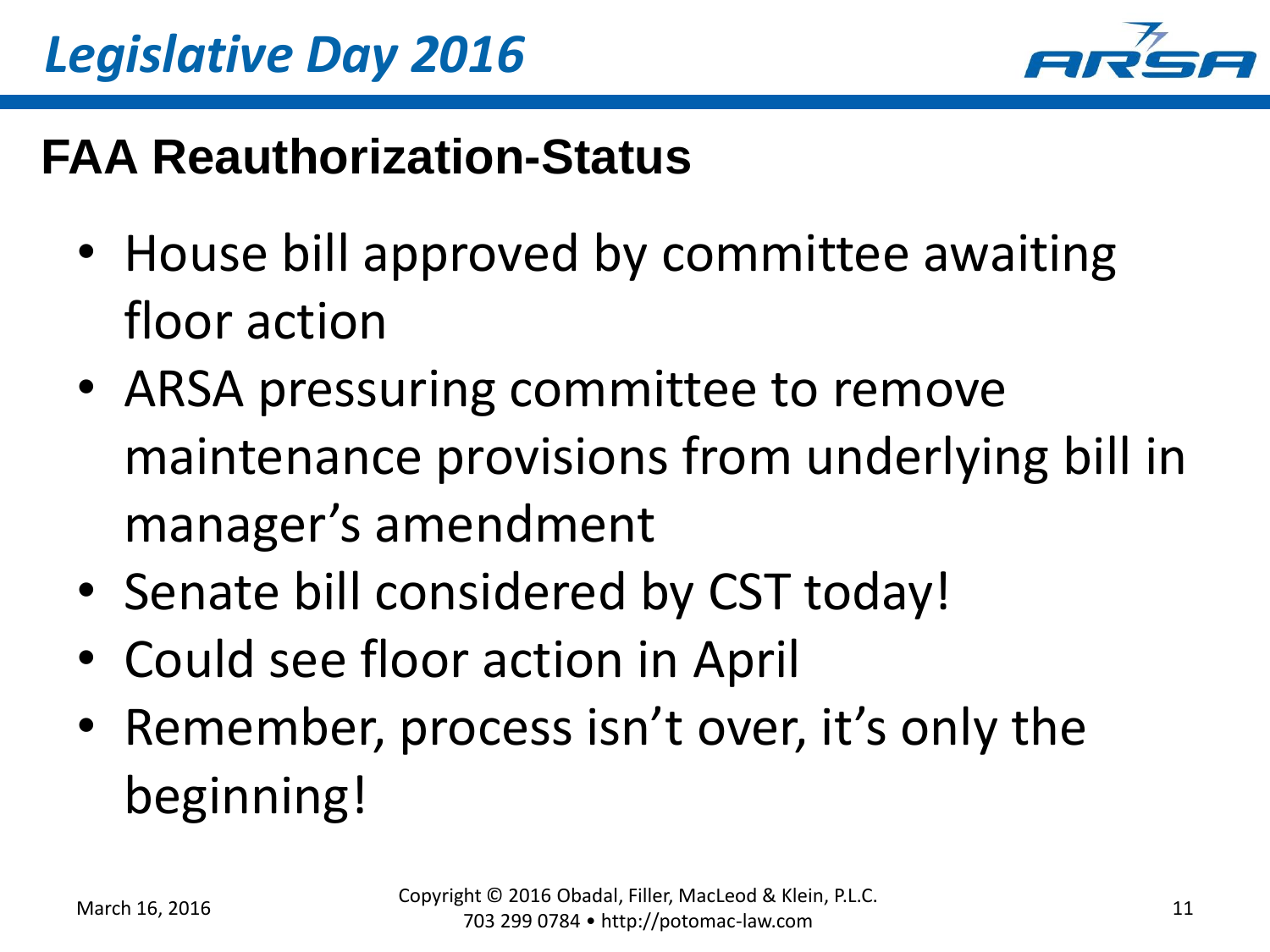# Legislative Day 2016

## FAA Reauthorization-Status

- House bill approved by committee awaiting floor action
- ARSA pressuring committee to remove maintenance provisions from underlying bill in manager's amendment
- Senate bill considered by CST today!
- Could see floor action in April
- Remember, process isn't over, it's only the beginning!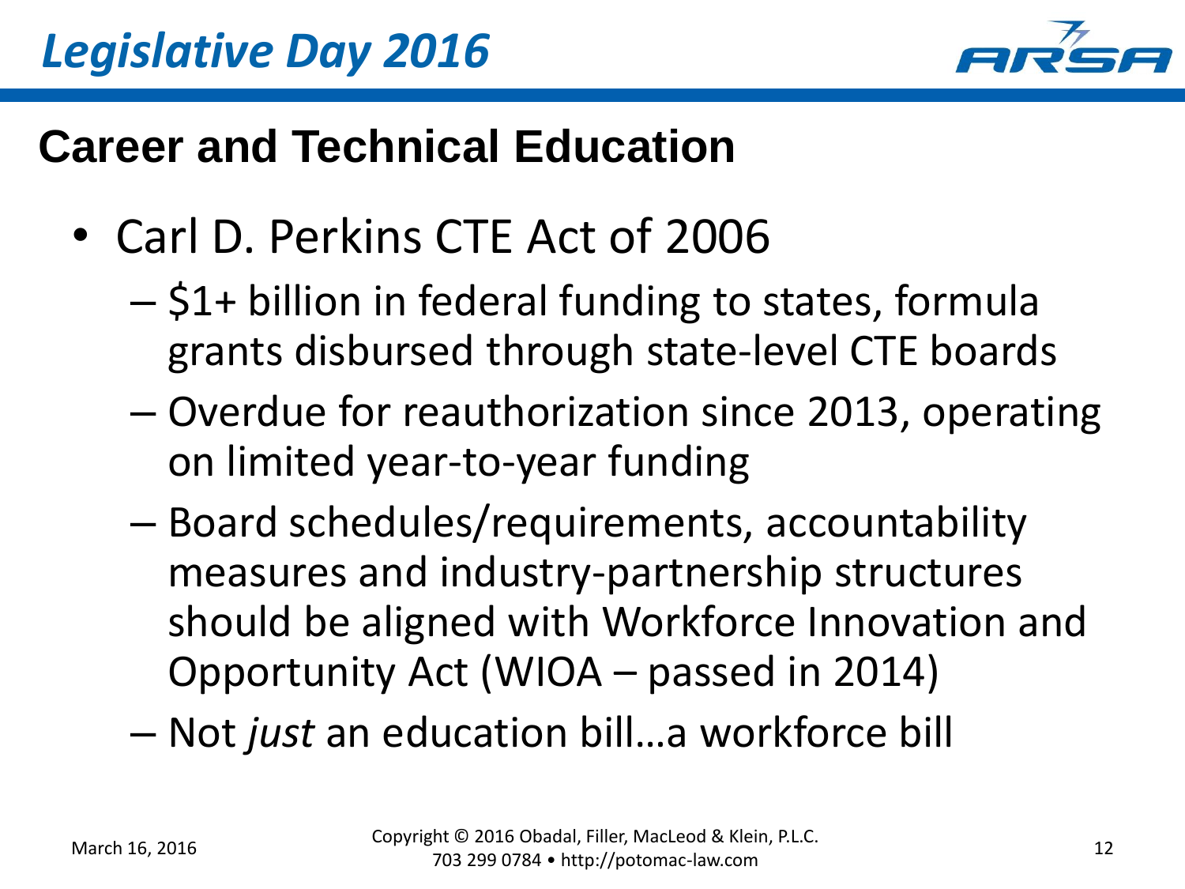## Career and Technical Education

- Carl D. Perkins CTE Act of 2006
  - $1+ billion in federal funding to states, formula grants disbursed through state-level CTE boards
  - Overdue for reauthorization since 2013, operating on limited year-to-year funding
  - Board schedules/requirements, accountability measures and industry-partnership structures should be aligned with Workforce Innovation and Opportunity Act (WIOA – passed in 2014)
  - Not *just* an education bill…a workforce bill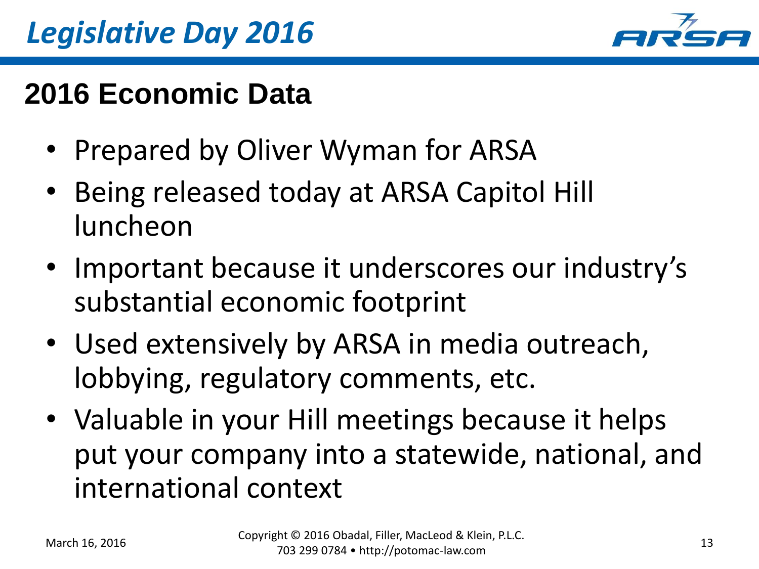## 2016 Economic Data

- Prepared by Oliver Wyman for ARSA
- Being released today at ARSA Capitol Hill luncheon
- Important because it underscores our industry's substantial economic footprint
- Used extensively by ARSA in media outreach, lobbying, regulatory comments, etc.
- Valuable in your Hill meetings because it helps put your company into a statewide, national, and international context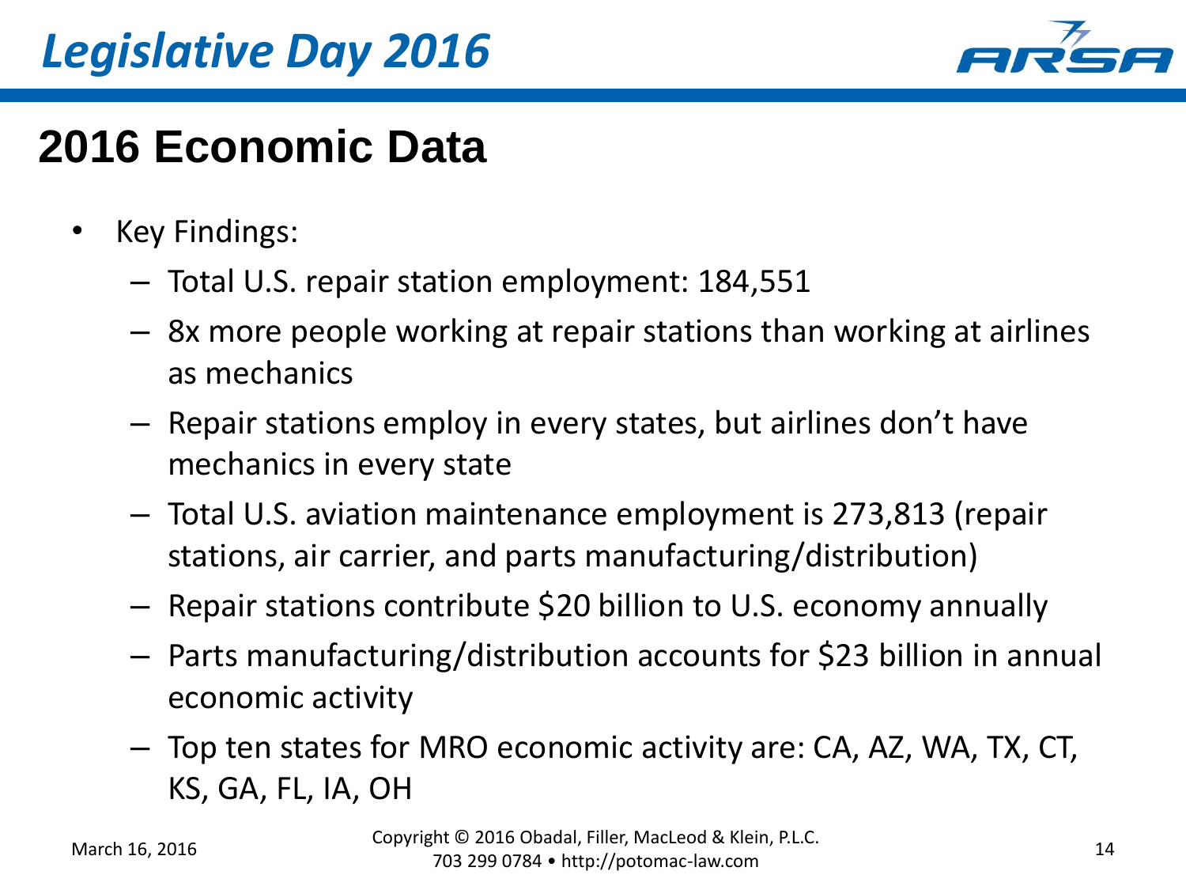# Legislative Day 2016

## 2016 Economic Data

- Key Findings:
  - Total U.S. repair station employment: 184,551
  - 8x more people working at repair stations than working at airlines as mechanics
  - Repair stations employ in every states, but airlines don't have mechanics in every state
  - Total U.S. aviation maintenance employment is 273,813 (repair stations, air carrier, and parts manufacturing/distribution)
  - Repair stations contribute $20 billion to U.S. economy annually
  - Parts manufacturing/distribution accounts for $23 billion in annual economic activity
  - Top ten states for MRO economic activity are: CA, AZ, WA, TX, CT, KS, GA, FL, IA, OH

March 16, 2016

Copyright © 2016 Obadal, Filler, MacLeod & Klein, P.L.C.
703 299 0784 • http://potomac-law.com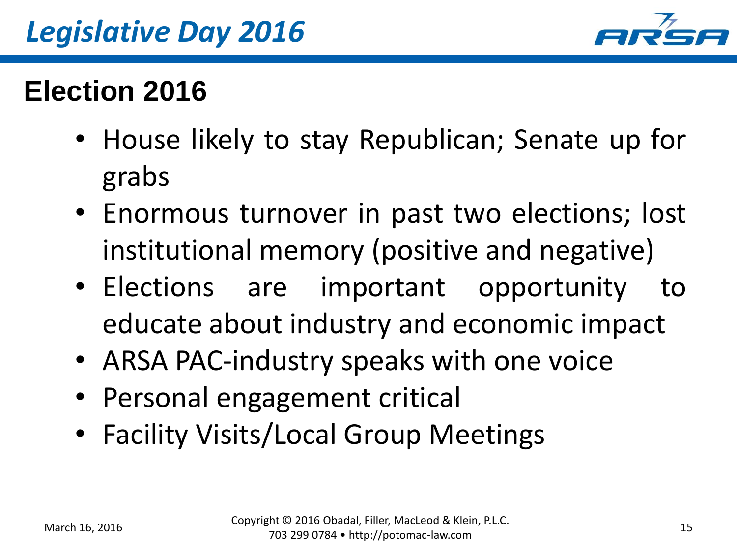## Election 2016

- House likely to stay Republican; Senate up for grabs
- Enormous turnover in past two elections; lost institutional memory (positive and negative)
- Elections are important opportunity to educate about industry and economic impact
- ARSA PAC-industry speaks with one voice
- Personal engagement critical
- Facility Visits/Local Group Meetings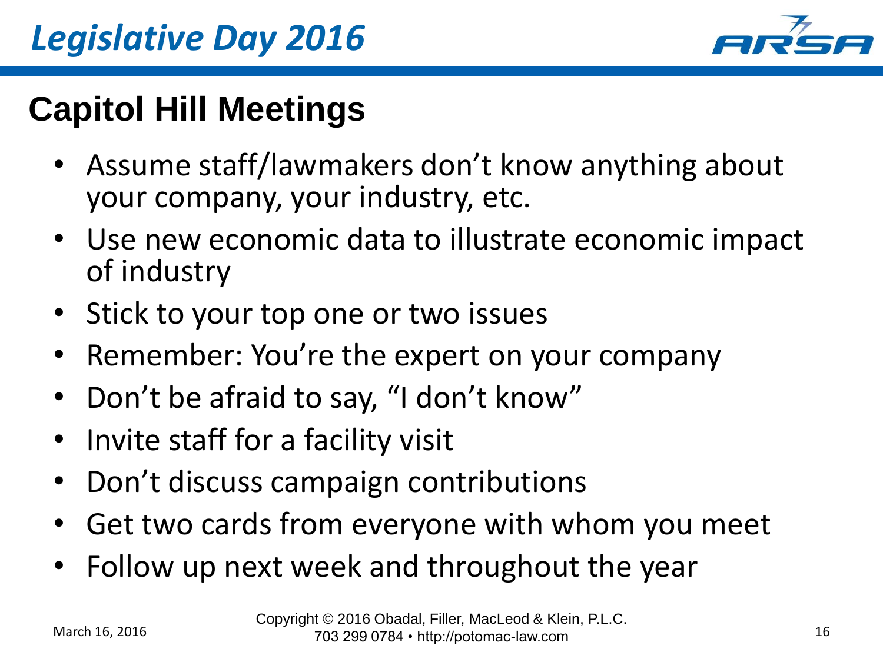## Capitol Hill Meetings

- Assume staff/lawmakers don't know anything about your company, your industry, etc.
- Use new economic data to illustrate economic impact of industry
- Stick to your top one or two issues
- Remember: You're the expert on your company
- Don't be afraid to say, "I don't know"
- Invite staff for a facility visit
- Don't discuss campaign contributions
- Get two cards from everyone with whom you meet
- Follow up next week and throughout the year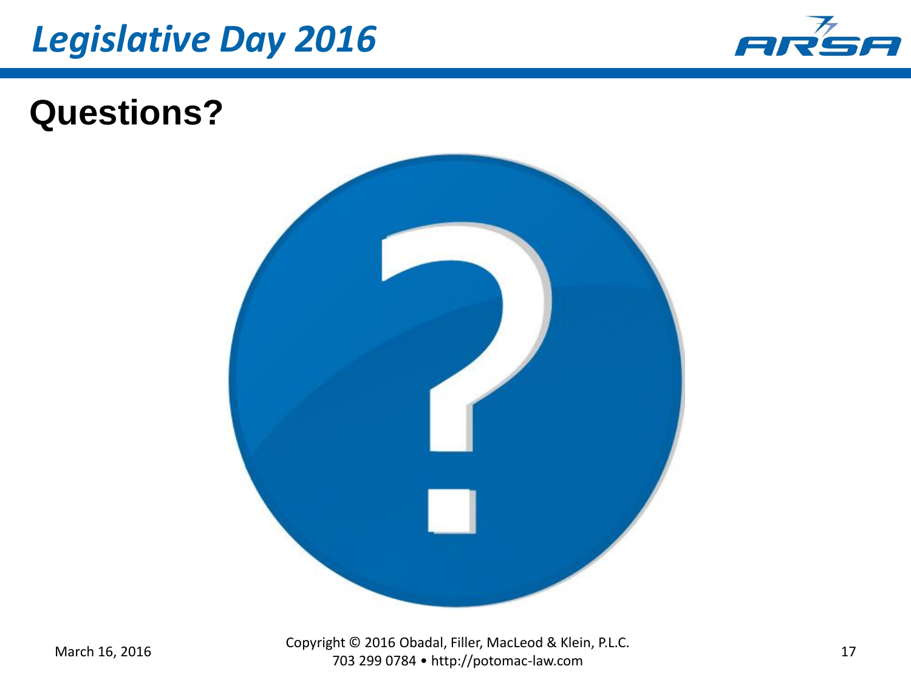# Questions?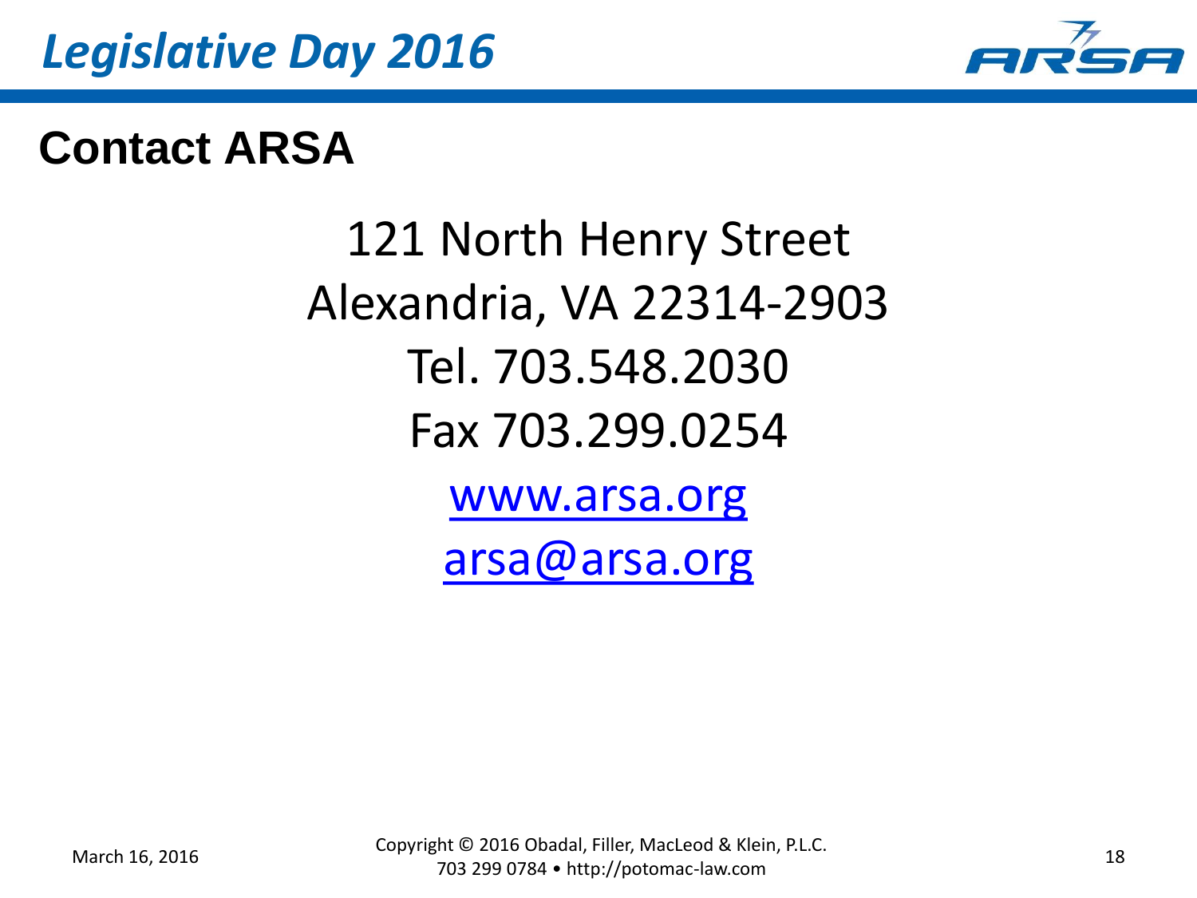## Contact ARSA

121 North Henry Street
Alexandria, VA 22314-2903
Tel. 703.548.2030
Fax 703.299.0254
www.arsa.org
arsa@arsa.org